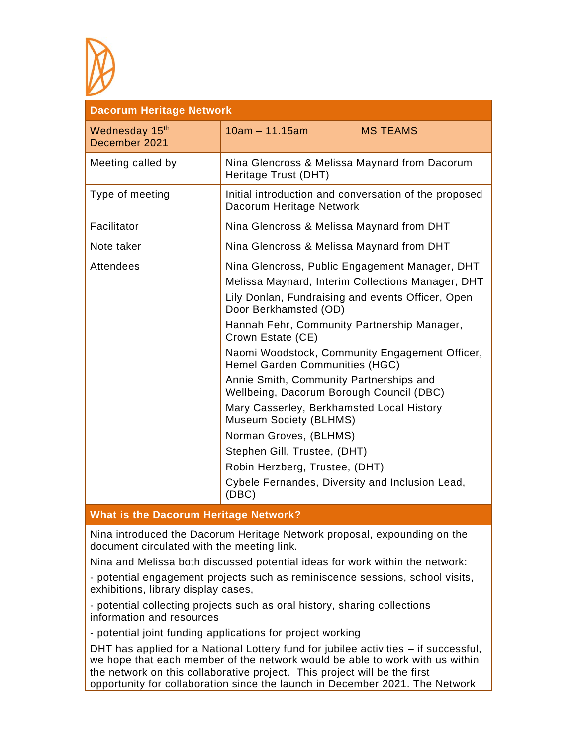| Dacorum Heritage Network | | |
|---|---|---|
| Wednesday 15th December 2021 | 10am – 11.15am | MS TEAMS |
| Meeting called by | Nina Glencross & Melissa Maynard from Dacorum Heritage Trust (DHT) | |
| Type of meeting | Initial introduction and conversation of the proposed Dacorum Heritage Network | |
| Facilitator | Nina Glencross & Melissa Maynard from DHT | |
| Note taker | Nina Glencross & Melissa Maynard from DHT | |
| Attendees | Nina Glencross, Public Engagement Manager, DHT<br>Melissa Maynard, Interim Collections Manager, DHT<br>Lily Donlan, Fundraising and events Officer, Open Door Berkhamsted (OD)<br>Hannah Fehr, Community Partnership Manager, Crown Estate (CE)<br>Naomi Woodstock, Community Engagement Officer, Hemel Garden Communities (HGC)<br>Annie Smith, Community Partnerships and Wellbeing, Dacorum Borough Council (DBC)<br>Mary Casserley, Berkhamsted Local History Museum Society (BLHMS)<br>Norman Groves, (BLHMS)<br>Stephen Gill, Trustee, (DHT)<br>Robin Herzberg, Trustee, (DHT)<br>Cybele Fernandes, Diversity and Inclusion Lead, (DBC) | |

## What is the Dacorum Heritage Network?

Nina introduced the Dacorum Heritage Network proposal, expounding on the document circulated with the meeting link.

Nina and Melissa both discussed potential ideas for work within the network:

- potential engagement projects such as reminiscence sessions, school visits, exhibitions, library display cases,

- potential collecting projects such as oral history, sharing collections information and resources

- potential joint funding applications for project working

DHT has applied for a National Lottery fund for jubilee activities – if successful, we hope that each member of the network would be able to work with us within the network on this collaborative project. This project will be the first opportunity for collaboration since the launch in December 2021. The Network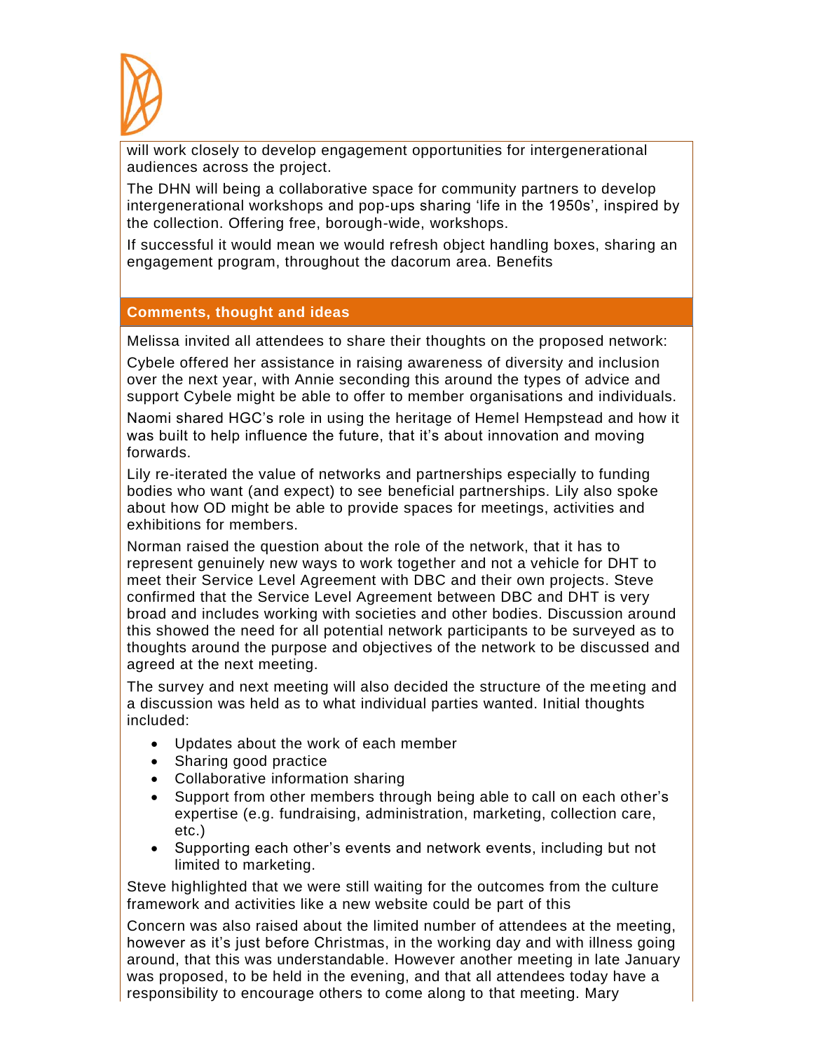will work closely to develop engagement opportunities for intergenerational audiences across the project.

The DHN will being a collaborative space for community partners to develop intergenerational workshops and pop-ups sharing 'life in the 1950s', inspired by the collection. Offering free, borough-wide, workshops.

If successful it would mean we would refresh object handling boxes, sharing an engagement program, throughout the dacorum area. Benefits

## Comments, thought and ideas

Melissa invited all attendees to share their thoughts on the proposed network:

Cybele offered her assistance in raising awareness of diversity and inclusion over the next year, with Annie seconding this around the types of advice and support Cybele might be able to offer to member organisations and individuals.

Naomi shared HGC's role in using the heritage of Hemel Hempstead and how it was built to help influence the future, that it's about innovation and moving forwards.

Lily re-iterated the value of networks and partnerships especially to funding bodies who want (and expect) to see beneficial partnerships. Lily also spoke about how OD might be able to provide spaces for meetings, activities and exhibitions for members.

Norman raised the question about the role of the network, that it has to represent genuinely new ways to work together and not a vehicle for DHT to meet their Service Level Agreement with DBC and their own projects. Steve confirmed that the Service Level Agreement between DBC and DHT is very broad and includes working with societies and other bodies. Discussion around this showed the need for all potential network participants to be surveyed as to thoughts around the purpose and objectives of the network to be discussed and agreed at the next meeting.

The survey and next meeting will also decided the structure of the meeting and a discussion was held as to what individual parties wanted. Initial thoughts included:

- Updates about the work of each member
- Sharing good practice
- Collaborative information sharing
- Support from other members through being able to call on each other's expertise (e.g. fundraising, administration, marketing, collection care, etc.)
- Supporting each other's events and network events, including but not limited to marketing.

Steve highlighted that we were still waiting for the outcomes from the culture framework and activities like a new website could be part of this

Concern was also raised about the limited number of attendees at the meeting, however as it's just before Christmas, in the working day and with illness going around, that this was understandable. However another meeting in late January was proposed, to be held in the evening, and that all attendees today have a responsibility to encourage others to come along to that meeting. Mary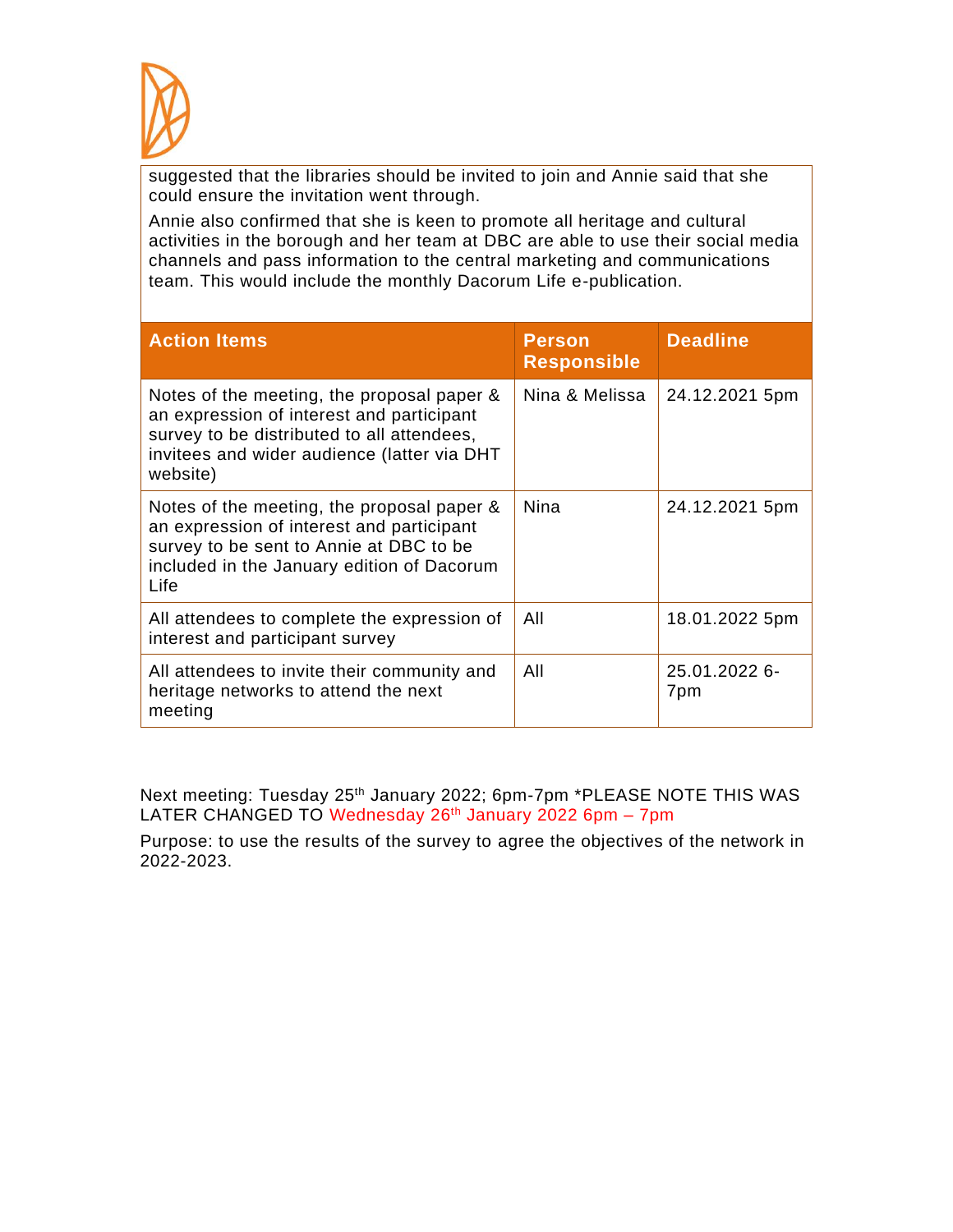suggested that the libraries should be invited to join and Annie said that she could ensure the invitation went through.

Annie also confirmed that she is keen to promote all heritage and cultural activities in the borough and her team at DBC are able to use their social media channels and pass information to the central marketing and communications team. This would include the monthly Dacorum Life e-publication.

| Action Items | Person Responsible | Deadline |
|---|---|---|
| Notes of the meeting, the proposal paper & an expression of interest and participant survey to be distributed to all attendees, invitees and wider audience (latter via DHT website) | Nina & Melissa | 24.12.2021 5pm |
| Notes of the meeting, the proposal paper & an expression of interest and participant survey to be sent to Annie at DBC to be included in the January edition of Dacorum Life | Nina | 24.12.2021 5pm |
| All attendees to complete the expression of interest and participant survey | All | 18.01.2022 5pm |
| All attendees to invite their community and heritage networks to attend the next meeting | All | 25.01.2022 6-7pm |

Next meeting: Tuesday 25th January 2022; 6pm-7pm *PLEASE NOTE THIS WAS LATER CHANGED TO Wednesday 26th January 2022 6pm – 7pm

Purpose: to use the results of the survey to agree the objectives of the network in 2022-2023.